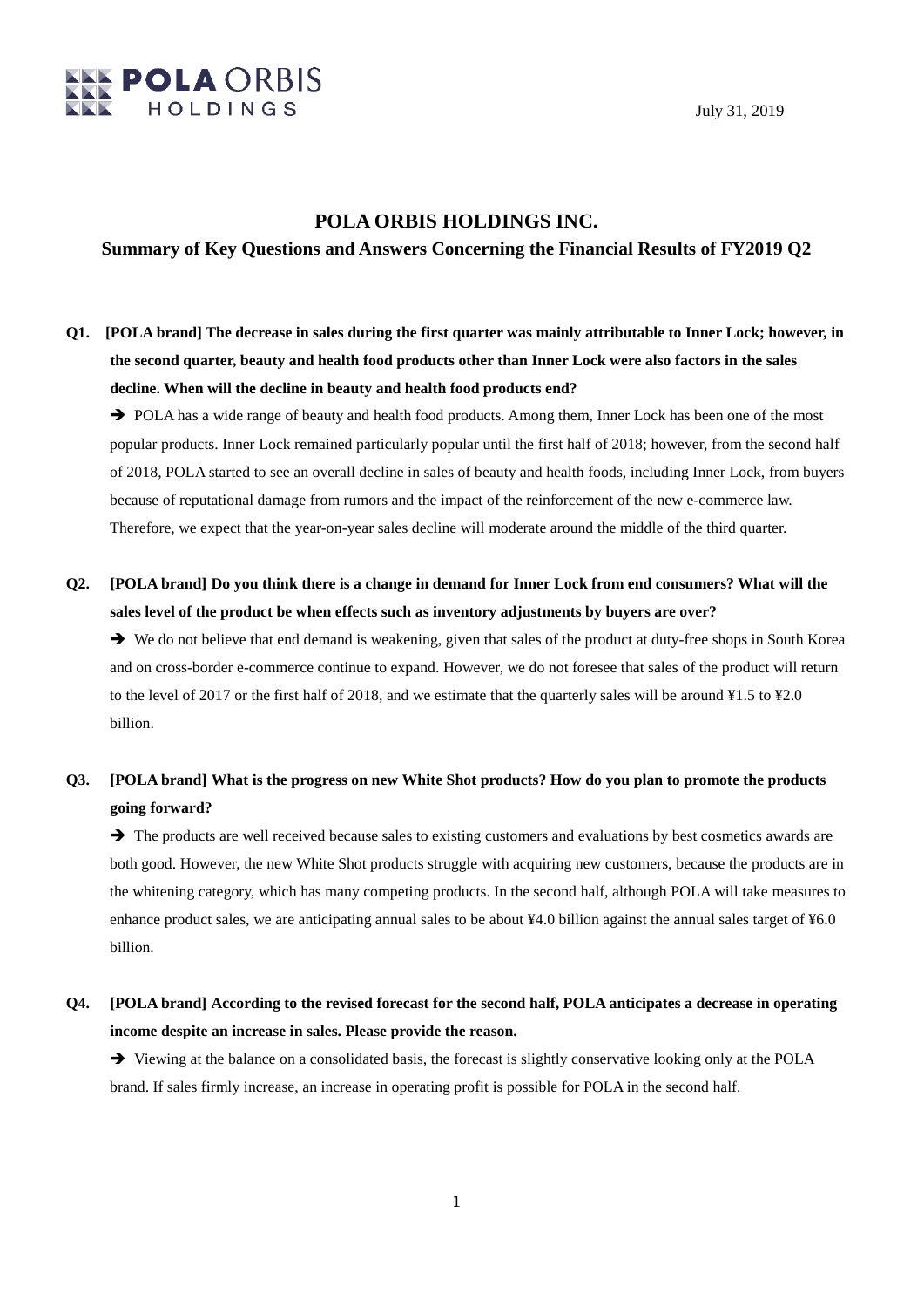POLA ORBIS HOLDINGS

July 31, 2019

# POLA ORBIS HOLDINGS INC.

## Summary of Key Questions and Answers Concerning the Financial Results of FY2019 Q2

**Q1. [POLA brand] The decrease in sales during the first quarter was mainly attributable to Inner Lock; however, in the second quarter, beauty and health food products other than Inner Lock were also factors in the sales decline. When will the decline in beauty and health food products end?**

➔ POLA has a wide range of beauty and health food products. Among them, Inner Lock has been one of the most popular products. Inner Lock remained particularly popular until the first half of 2018; however, from the second half of 2018, POLA started to see an overall decline in sales of beauty and health foods, including Inner Lock, from buyers because of reputational damage from rumors and the impact of the reinforcement of the new e-commerce law. Therefore, we expect that the year-on-year sales decline will moderate around the middle of the third quarter.

**Q2. [POLA brand] Do you think there is a change in demand for Inner Lock from end consumers? What will the sales level of the product be when effects such as inventory adjustments by buyers are over?**

➔ We do not believe that end demand is weakening, given that sales of the product at duty-free shops in South Korea and on cross-border e-commerce continue to expand. However, we do not foresee that sales of the product will return to the level of 2017 or the first half of 2018, and we estimate that the quarterly sales will be around ¥1.5 to ¥2.0 billion.

**Q3. [POLA brand] What is the progress on new White Shot products? How do you plan to promote the products going forward?**

➔ The products are well received because sales to existing customers and evaluations by best cosmetics awards are both good. However, the new White Shot products struggle with acquiring new customers, because the products are in the whitening category, which has many competing products. In the second half, although POLA will take measures to enhance product sales, we are anticipating annual sales to be about ¥4.0 billion against the annual sales target of ¥6.0 billion.

**Q4. [POLA brand] According to the revised forecast for the second half, POLA anticipates a decrease in operating income despite an increase in sales. Please provide the reason.**

➔ Viewing at the balance on a consolidated basis, the forecast is slightly conservative looking only at the POLA brand. If sales firmly increase, an increase in operating profit is possible for POLA in the second half.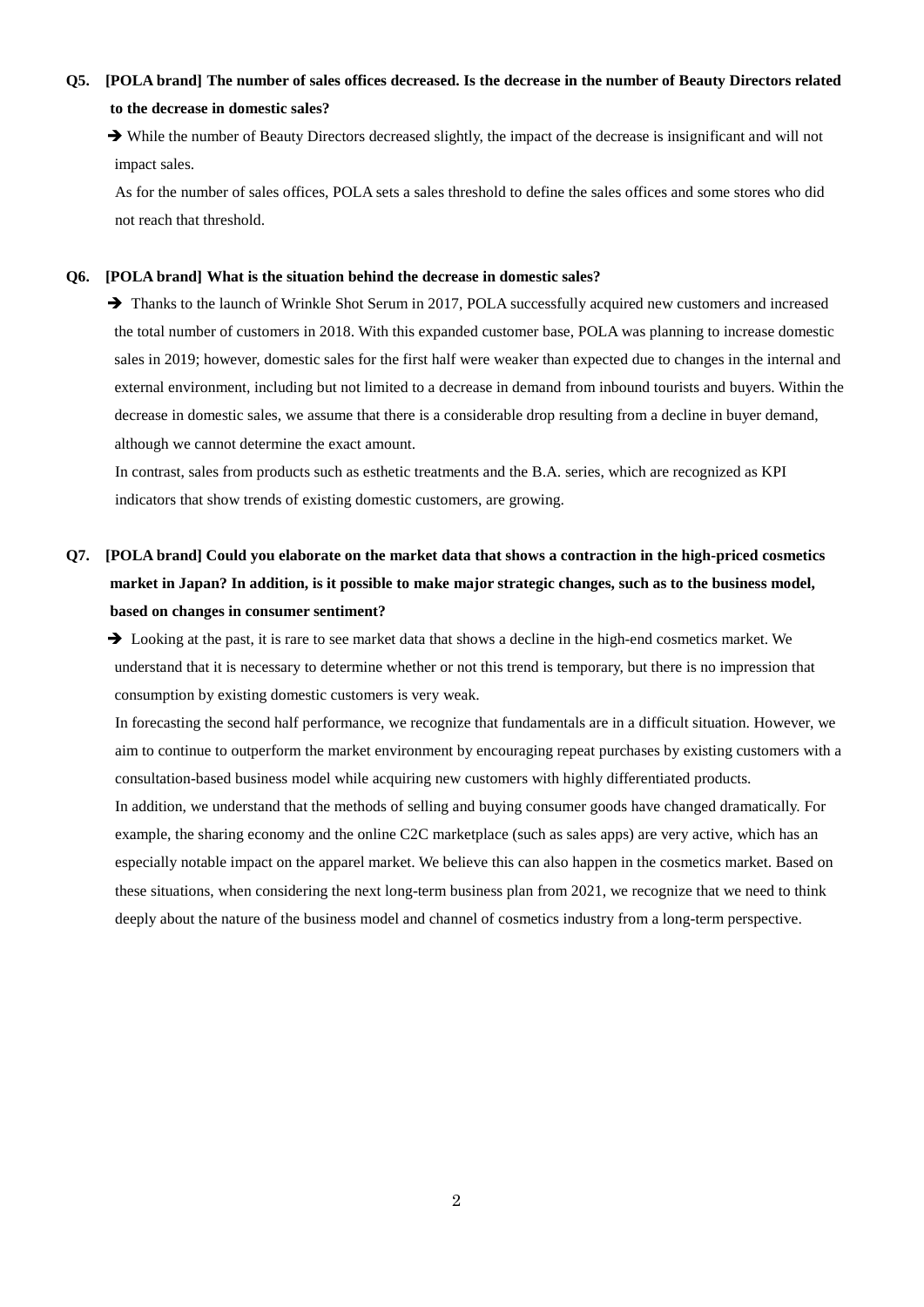**Q5. [POLA brand] The number of sales offices decreased. Is the decrease in the number of Beauty Directors related to the decrease in domestic sales?**

➔ While the number of Beauty Directors decreased slightly, the impact of the decrease is insignificant and will not impact sales.

As for the number of sales offices, POLA sets a sales threshold to define the sales offices and some stores who did not reach that threshold.

**Q6. [POLA brand] What is the situation behind the decrease in domestic sales?**

➔ Thanks to the launch of Wrinkle Shot Serum in 2017, POLA successfully acquired new customers and increased the total number of customers in 2018. With this expanded customer base, POLA was planning to increase domestic sales in 2019; however, domestic sales for the first half were weaker than expected due to changes in the internal and external environment, including but not limited to a decrease in demand from inbound tourists and buyers. Within the decrease in domestic sales, we assume that there is a considerable drop resulting from a decline in buyer demand, although we cannot determine the exact amount.

In contrast, sales from products such as esthetic treatments and the B.A. series, which are recognized as KPI indicators that show trends of existing domestic customers, are growing.

**Q7. [POLA brand] Could you elaborate on the market data that shows a contraction in the high-priced cosmetics market in Japan? In addition, is it possible to make major strategic changes, such as to the business model, based on changes in consumer sentiment?**

➔ Looking at the past, it is rare to see market data that shows a decline in the high-end cosmetics market. We understand that it is necessary to determine whether or not this trend is temporary, but there is no impression that consumption by existing domestic customers is very weak.

In forecasting the second half performance, we recognize that fundamentals are in a difficult situation. However, we aim to continue to outperform the market environment by encouraging repeat purchases by existing customers with a consultation-based business model while acquiring new customers with highly differentiated products.

In addition, we understand that the methods of selling and buying consumer goods have changed dramatically. For example, the sharing economy and the online C2C marketplace (such as sales apps) are very active, which has an especially notable impact on the apparel market. We believe this can also happen in the cosmetics market. Based on these situations, when considering the next long-term business plan from 2021, we recognize that we need to think deeply about the nature of the business model and channel of cosmetics industry from a long-term perspective.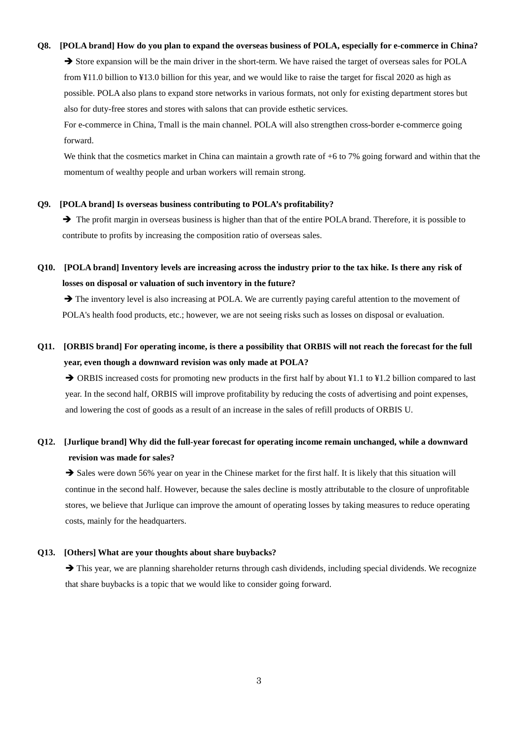**Q8. [POLA brand] How do you plan to expand the overseas business of POLA, especially for e-commerce in China?**

➔ Store expansion will be the main driver in the short-term. We have raised the target of overseas sales for POLA from ¥11.0 billion to ¥13.0 billion for this year, and we would like to raise the target for fiscal 2020 as high as possible. POLA also plans to expand store networks in various formats, not only for existing department stores but also for duty-free stores and stores with salons that can provide esthetic services.

For e-commerce in China, Tmall is the main channel. POLA will also strengthen cross-border e-commerce going forward.

We think that the cosmetics market in China can maintain a growth rate of +6 to 7% going forward and within that the momentum of wealthy people and urban workers will remain strong.

**Q9. [POLA brand] Is overseas business contributing to POLA's profitability?**

➔ The profit margin in overseas business is higher than that of the entire POLA brand. Therefore, it is possible to contribute to profits by increasing the composition ratio of overseas sales.

**Q10. [POLA brand] Inventory levels are increasing across the industry prior to the tax hike. Is there any risk of losses on disposal or valuation of such inventory in the future?**

➔ The inventory level is also increasing at POLA. We are currently paying careful attention to the movement of POLA's health food products, etc.; however, we are not seeing risks such as losses on disposal or evaluation.

**Q11. [ORBIS brand] For operating income, is there a possibility that ORBIS will not reach the forecast for the full year, even though a downward revision was only made at POLA?**

➔ ORBIS increased costs for promoting new products in the first half by about ¥1.1 to ¥1.2 billion compared to last year. In the second half, ORBIS will improve profitability by reducing the costs of advertising and point expenses, and lowering the cost of goods as a result of an increase in the sales of refill products of ORBIS U.

**Q12. [Jurlique brand] Why did the full-year forecast for operating income remain unchanged, while a downward revision was made for sales?**

➔ Sales were down 56% year on year in the Chinese market for the first half. It is likely that this situation will continue in the second half. However, because the sales decline is mostly attributable to the closure of unprofitable stores, we believe that Jurlique can improve the amount of operating losses by taking measures to reduce operating costs, mainly for the headquarters.

**Q13. [Others] What are your thoughts about share buybacks?**

➔ This year, we are planning shareholder returns through cash dividends, including special dividends. We recognize that share buybacks is a topic that we would like to consider going forward.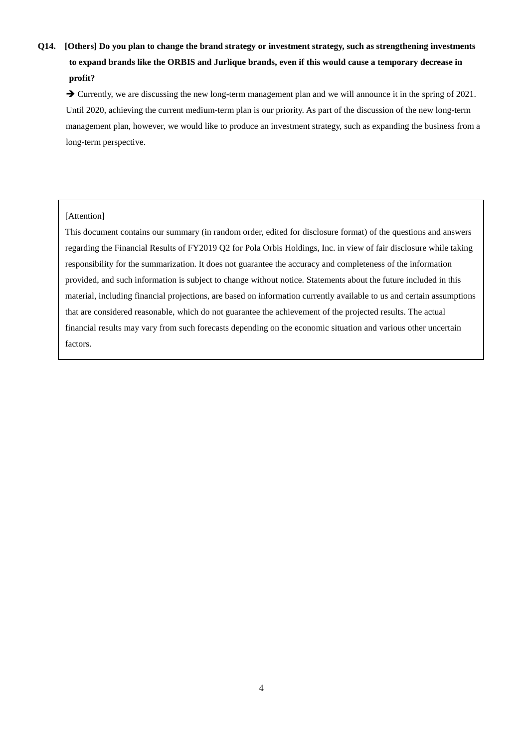**Q14. [Others] Do you plan to change the brand strategy or investment strategy, such as strengthening investments to expand brands like the ORBIS and Jurlique brands, even if this would cause a temporary decrease in profit?**

➔ Currently, we are discussing the new long-term management plan and we will announce it in the spring of 2021. Until 2020, achieving the current medium-term plan is our priority. As part of the discussion of the new long-term management plan, however, we would like to produce an investment strategy, such as expanding the business from a long-term perspective.

[Attention]

This document contains our summary (in random order, edited for disclosure format) of the questions and answers regarding the Financial Results of FY2019 Q2 for Pola Orbis Holdings, Inc. in view of fair disclosure while taking responsibility for the summarization. It does not guarantee the accuracy and completeness of the information provided, and such information is subject to change without notice. Statements about the future included in this material, including financial projections, are based on information currently available to us and certain assumptions that are considered reasonable, which do not guarantee the achievement of the projected results. The actual financial results may vary from such forecasts depending on the economic situation and various other uncertain factors.